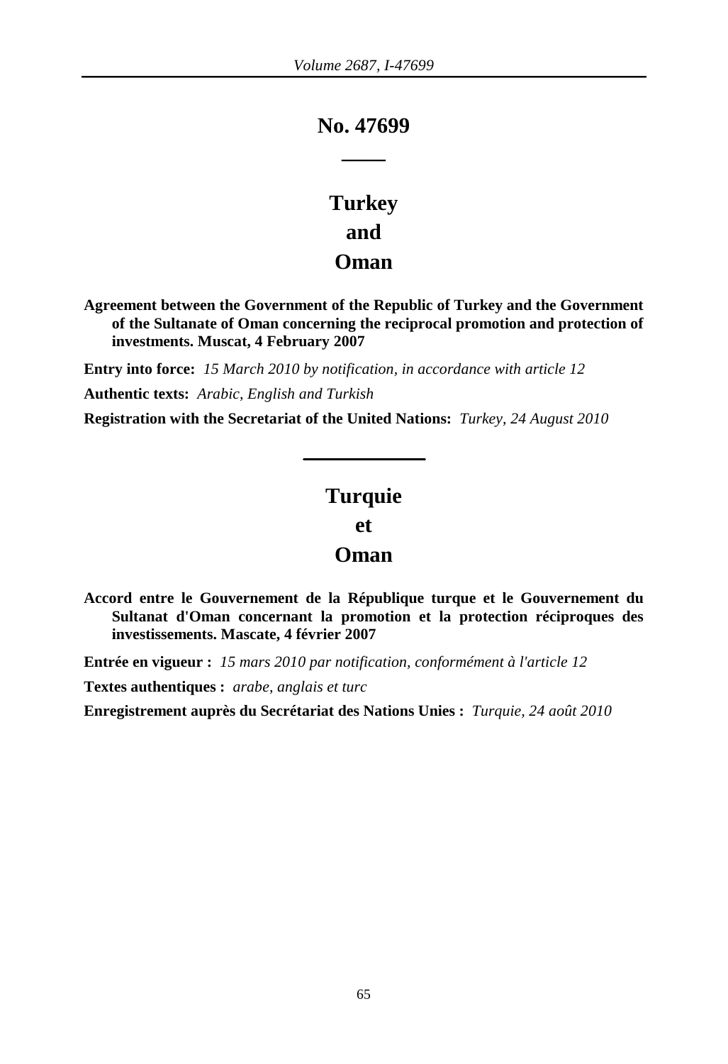# No. 47699

# Turkey
# and
# Oman

**Agreement between the Government of the Republic of Turkey and the Government of the Sultanate of Oman concerning the reciprocal promotion and protection of investments. Muscat, 4 February 2007**

**Entry into force:** *15 March 2010 by notification, in accordance with article 12*

**Authentic texts:** *Arabic, English and Turkish*

**Registration with the Secretariat of the United Nations:** *Turkey, 24 August 2010*

# Turquie
# et
# Oman

**Accord entre le Gouvernement de la République turque et le Gouvernement du Sultanat d'Oman concernant la promotion et la protection réciproques des investissements. Mascate, 4 février 2007**

**Entrée en vigueur :** *15 mars 2010 par notification, conformément à l'article 12*

**Textes authentiques :** *arabe, anglais et turc*

**Enregistrement auprès du Secrétariat des Nations Unies :** *Turquie, 24 août 2010*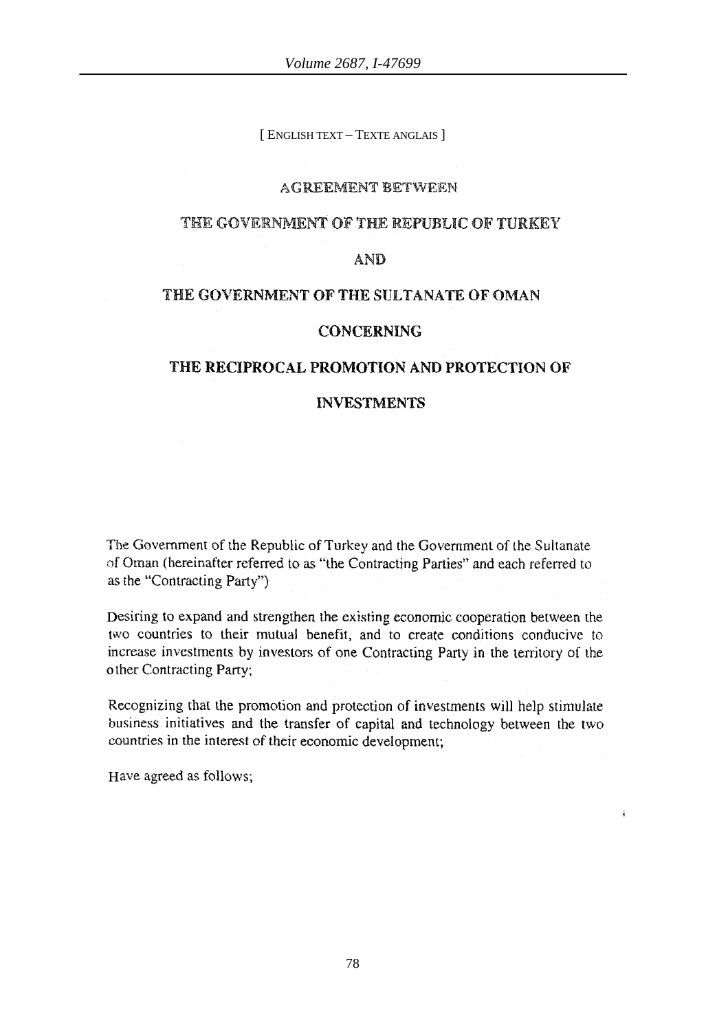[ ENGLISH TEXT – TEXTE ANGLAIS ]

# AGREEMENT BETWEEN THE GOVERNMENT OF THE REPUBLIC OF TURKEY AND THE GOVERNMENT OF THE SULTANATE OF OMAN CONCERNING THE RECIPROCAL PROMOTION AND PROTECTION OF INVESTMENTS

The Government of the Republic of Turkey and the Government of the Sultanate of Oman (hereinafter referred to as "the Contracting Parties" and each referred to as the "Contracting Party")

Desiring to expand and strengthen the existing economic cooperation between the two countries to their mutual benefit, and to create conditions conducive to increase investments by investors of one Contracting Party in the territory of the other Contracting Party;

Recognizing that the promotion and protection of investments will help stimulate business initiatives and the transfer of capital and technology between the two countries in the interest of their economic development;

Have agreed as follows;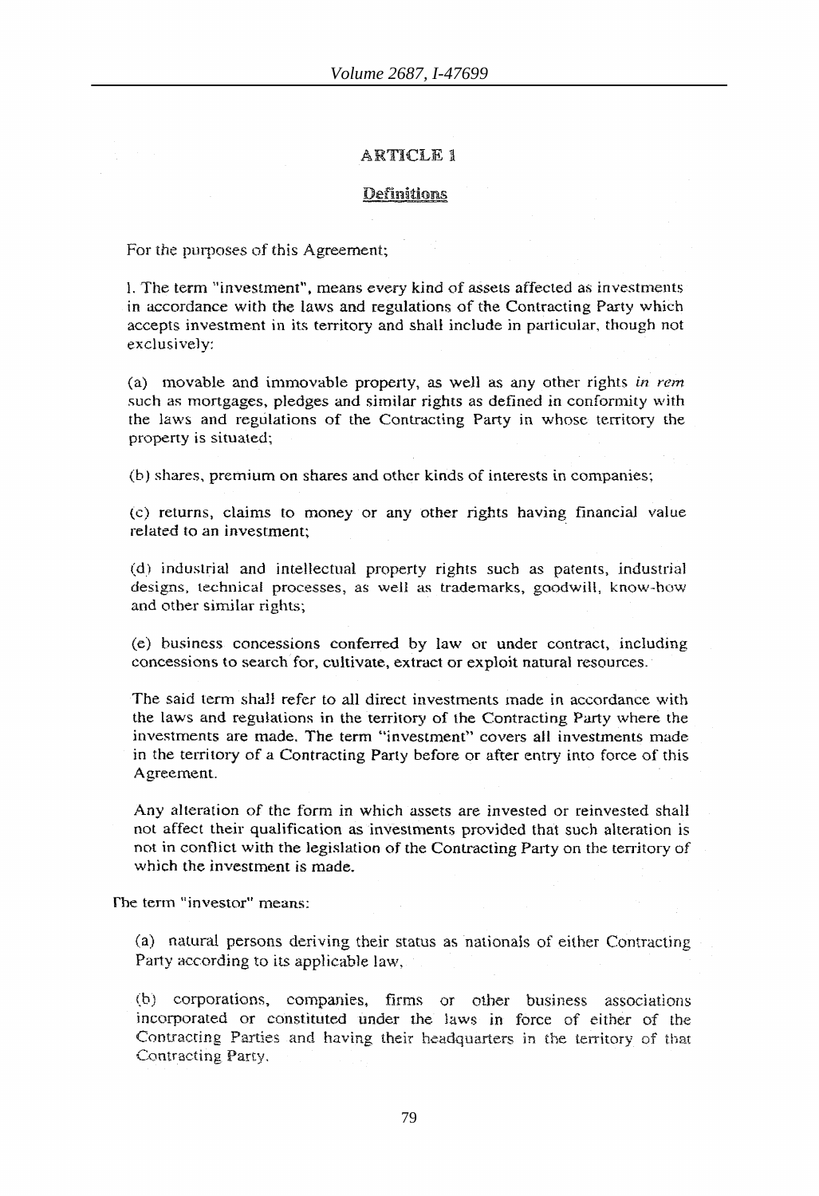## ARTICLE 1

### Definitions

For the purposes of this Agreement;

1. The term "investment", means every kind of assets affected as investments in accordance with the laws and regulations of the Contracting Party which accepts investment in its territory and shall include in particular, though not exclusively:

(a) movable and immovable property, as well as any other rights *in rem* such as mortgages, pledges and similar rights as defined in conformity with the laws and regulations of the Contracting Party in whose territory the property is situated;

(b) shares, premium on shares and other kinds of interests in companies;

(c) returns, claims to money or any other rights having financial value related to an investment;

(d) industrial and intellectual property rights such as patents, industrial designs, technical processes, as well as trademarks, goodwill, know-how and other similar rights;

(e) business concessions conferred by law or under contract, including concessions to search for, cultivate, extract or exploit natural resources.

The said term shall refer to all direct investments made in accordance with the laws and regulations in the territory of the Contracting Party where the investments are made. The term "investment" covers all investments made in the territory of a Contracting Party before or after entry into force of this Agreement.

Any alteration of the form in which assets are invested or reinvested shall not affect their qualification as investments provided that such alteration is not in conflict with the legislation of the Contracting Party on the territory of which the investment is made.

The term "investor" means:

(a) natural persons deriving their status as nationals of either Contracting Party according to its applicable law,

(b) corporations, companies, firms or other business associations incorporated or constituted under the laws in force of either of the Contracting Parties and having their headquarters in the territory of that Contracting Party.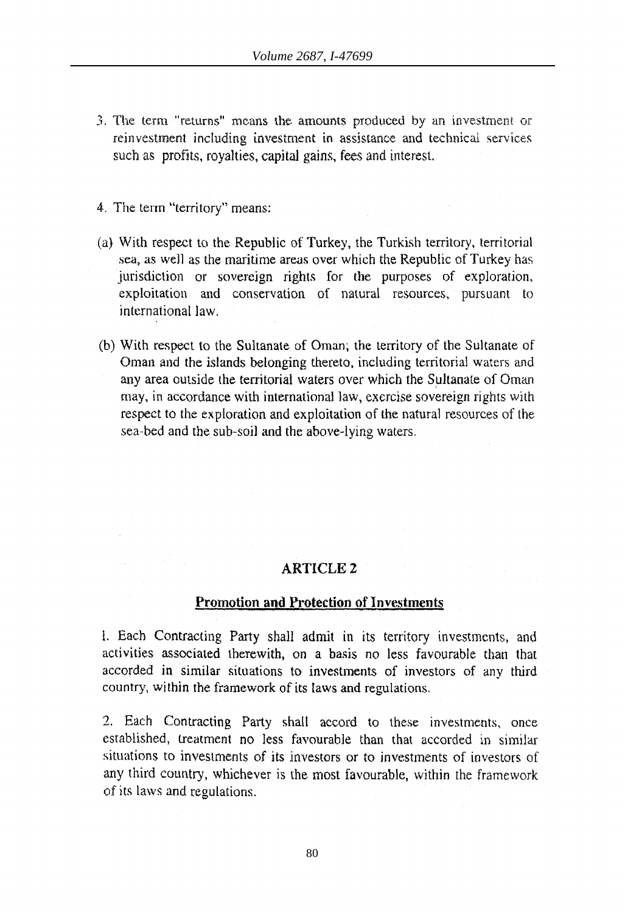3. The term "returns" means the amounts produced by an investment or reinvestment including investment in assistance and technical services such as profits, royalties, capital gains, fees and interest.

4. The term "territory" means:

(a) With respect to the Republic of Turkey, the Turkish territory, territorial sea, as well as the maritime areas over which the Republic of Turkey has jurisdiction or sovereign rights for the purposes of exploration, exploitation and conservation of natural resources, pursuant to international law.

(b) With respect to the Sultanate of Oman; the territory of the Sultanate of Oman and the islands belonging thereto, including territorial waters and any area outside the territorial waters over which the Sultanate of Oman may, in accordance with international law, exercise sovereign rights with respect to the exploration and exploitation of the natural resources of the sea-bed and the sub-soil and the above-lying waters.

## ARTICLE 2

### Promotion and Protection of Investments

1. Each Contracting Party shall admit in its territory investments, and activities associated therewith, on a basis no less favourable than that accorded in similar situations to investments of investors of any third country, within the framework of its laws and regulations.

2. Each Contracting Party shall accord to these investments, once established, treatment no less favourable than that accorded in similar situations to investments of its investors or to investments of investors of any third country, whichever is the most favourable, within the framework of its laws and regulations.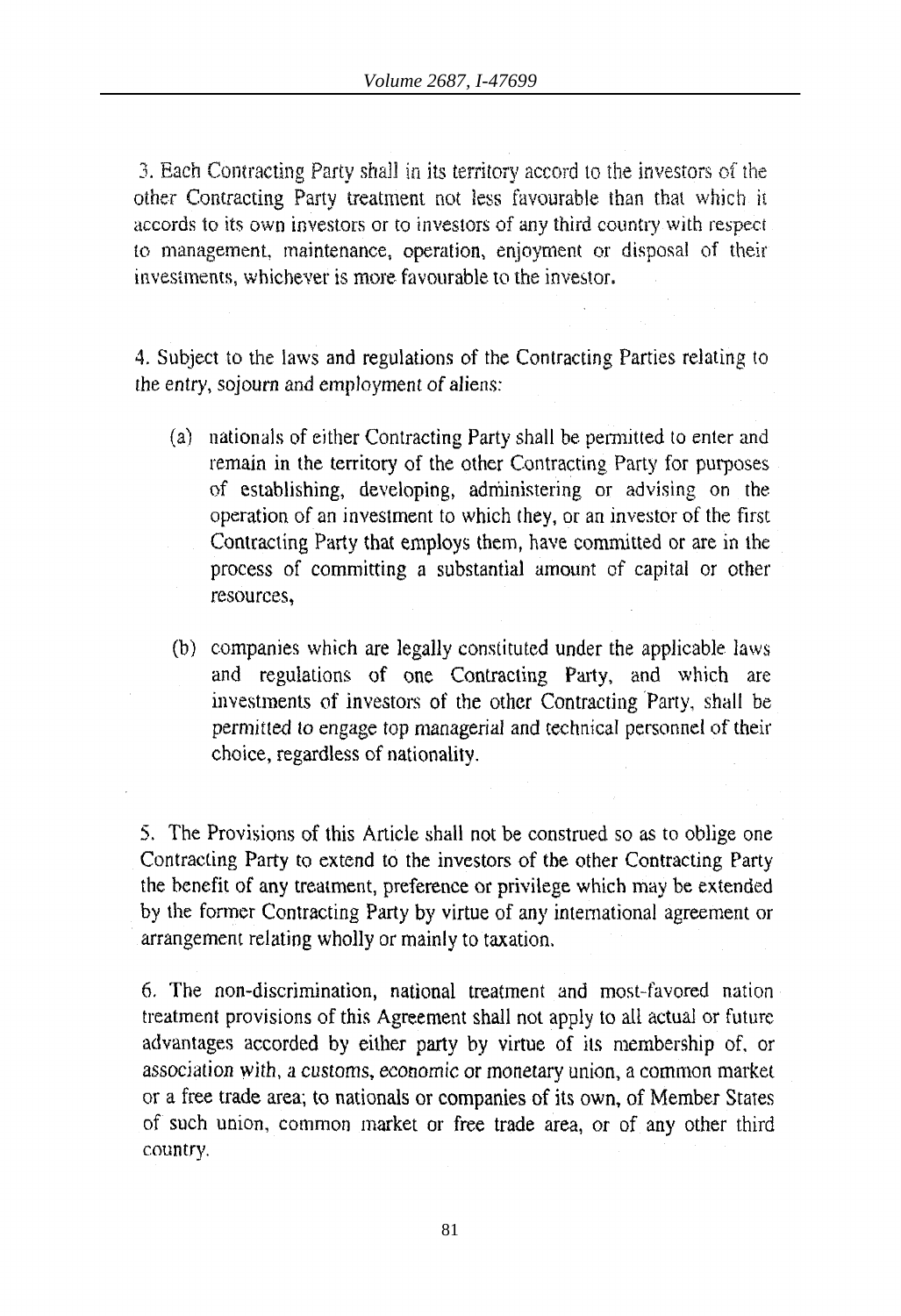3. Each Contracting Party shall in its territory accord to the investors of the other Contracting Party treatment not less favourable than that which it accords to its own investors or to investors of any third country with respect to management, maintenance, operation, enjoyment or disposal of their investments, whichever is more favourable to the investor.

4. Subject to the laws and regulations of the Contracting Parties relating to the entry, sojourn and employment of aliens:

(a) nationals of either Contracting Party shall be permitted to enter and remain in the territory of the other Contracting Party for purposes of establishing, developing, administering or advising on the operation of an investment to which they, or an investor of the first Contracting Party that employs them, have committed or are in the process of committing a substantial amount of capital or other resources,

(b) companies which are legally constituted under the applicable laws and regulations of one Contracting Party, and which are investments of investors of the other Contracting Party, shall be permitted to engage top managerial and technical personnel of their choice, regardless of nationality.

5. The Provisions of this Article shall not be construed so as to oblige one Contracting Party to extend to the investors of the other Contracting Party the benefit of any treatment, preference or privilege which may be extended by the former Contracting Party by virtue of any international agreement or arrangement relating wholly or mainly to taxation.

6. The non-discrimination, national treatment and most-favored nation treatment provisions of this Agreement shall not apply to all actual or future advantages accorded by either party by virtue of its membership of, or association with, a customs, economic or monetary union, a common market or a free trade area; to nationals or companies of its own, of Member States of such union, common market or free trade area, or of any other third country.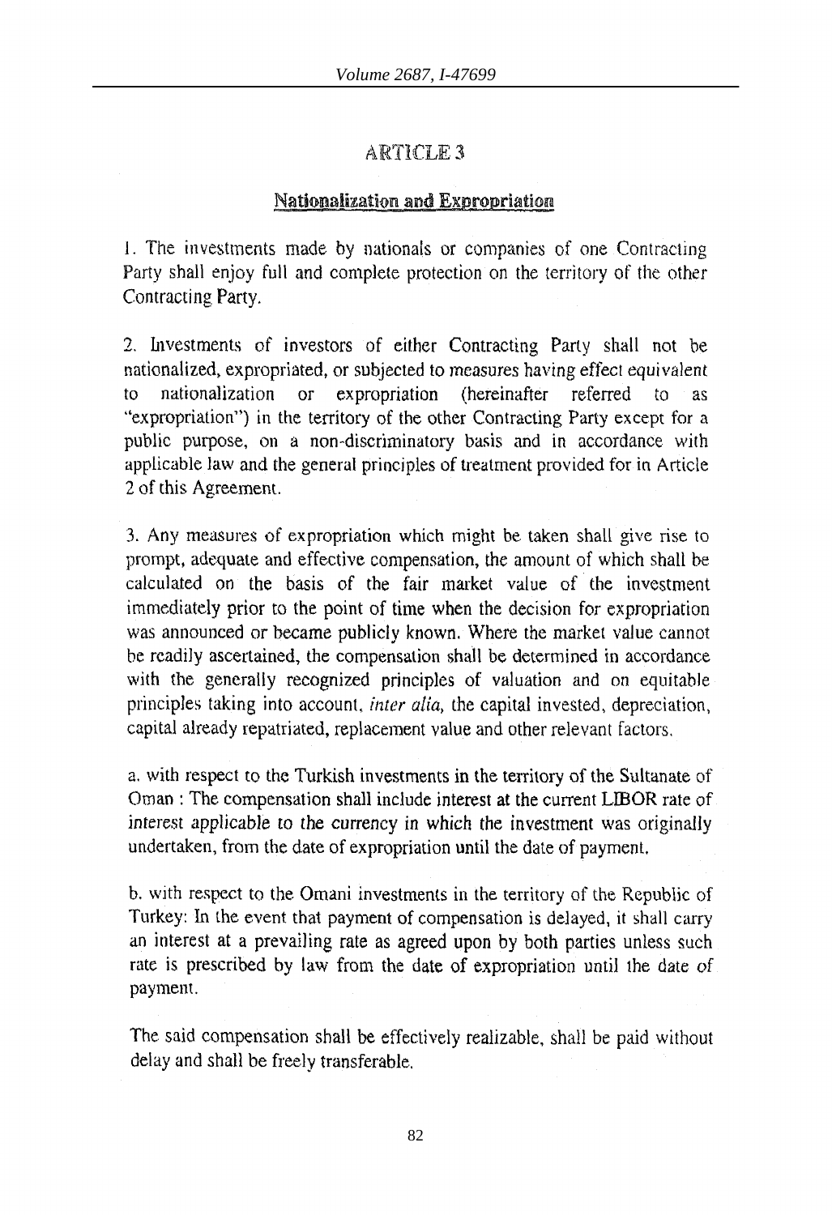## ARTICLE 3

### Nationalization and Expropriation

1. The investments made by nationals or companies of one Contracting Party shall enjoy full and complete protection on the territory of the other Contracting Party.

2. Investments of investors of either Contracting Party shall not be nationalized, expropriated, or subjected to measures having effect equivalent to nationalization or expropriation (hereinafter referred to as "expropriation") in the territory of the other Contracting Party except for a public purpose, on a non-discriminatory basis and in accordance with applicable law and the general principles of treatment provided for in Article 2 of this Agreement.

3. Any measures of expropriation which might be taken shall give rise to prompt, adequate and effective compensation, the amount of which shall be calculated on the basis of the fair market value of the investment immediately prior to the point of time when the decision for expropriation was announced or became publicly known. Where the market value cannot be readily ascertained, the compensation shall be determined in accordance with the generally recognized principles of valuation and on equitable principles taking into account, *inter alia,* the capital invested, depreciation, capital already repatriated, replacement value and other relevant factors.

a. with respect to the Turkish investments in the territory of the Sultanate of Oman : The compensation shall include interest at the current LIBOR rate of interest applicable to the currency in which the investment was originally undertaken, from the date of expropriation until the date of payment.

b. with respect to the Omani investments in the territory of the Republic of Turkey: In the event that payment of compensation is delayed, it shall carry an interest at a prevailing rate as agreed upon by both parties unless such rate is prescribed by law from the date of expropriation until the date of payment.

The said compensation shall be effectively realizable, shall be paid without delay and shall be freely transferable.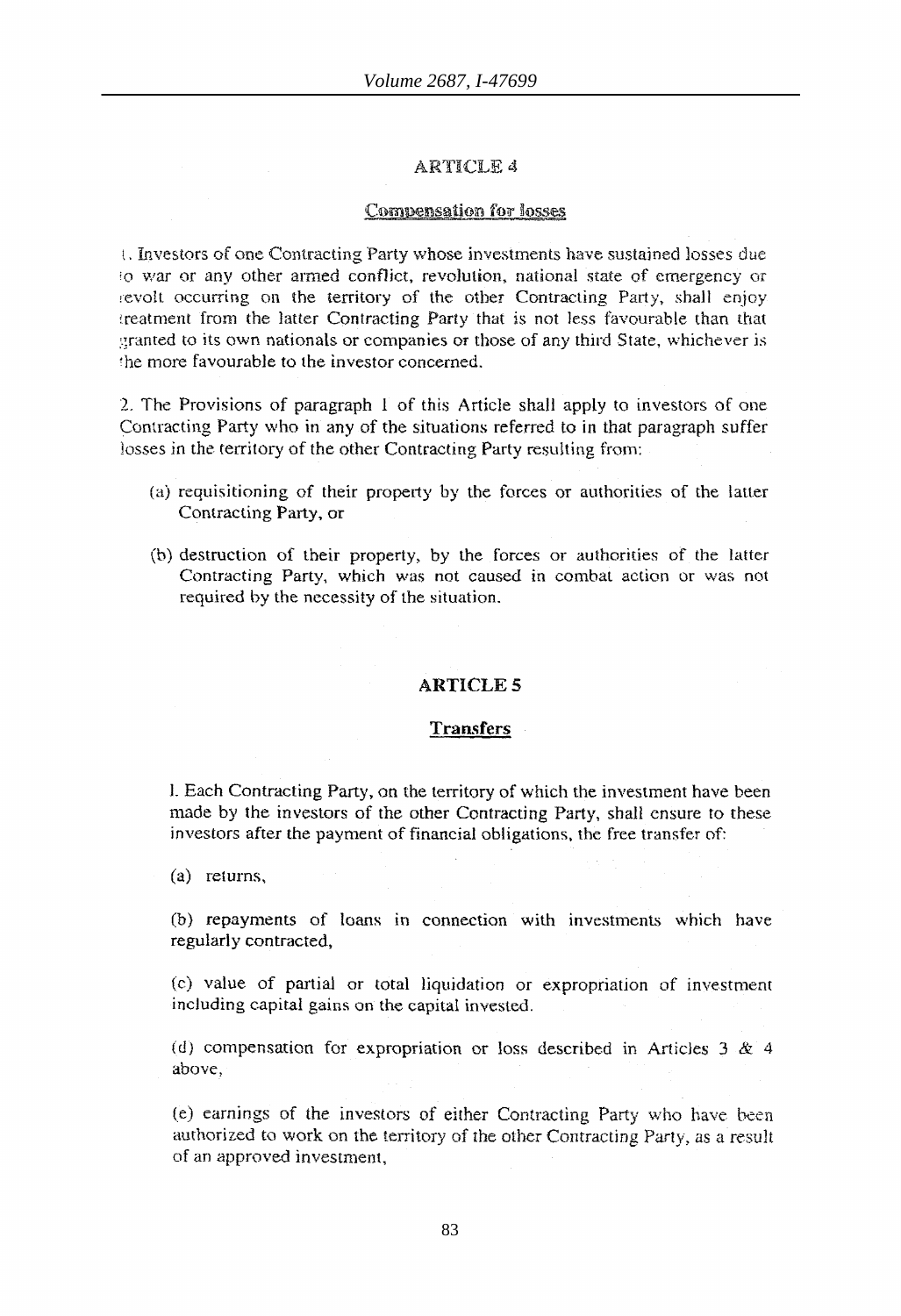## ARTICLE 4

### Compensation for losses

1. Investors of one Contracting Party whose investments have sustained losses due to war or any other armed conflict, revolution, national state of emergency or revolt occurring on the territory of the other Contracting Party, shall enjoy treatment from the latter Contracting Party that is not less favourable than that granted to its own nationals or companies or those of any third State, whichever is the more favourable to the investor concerned.

2. The Provisions of paragraph 1 of this Article shall apply to investors of one Contracting Party who in any of the situations referred to in that paragraph suffer losses in the territory of the other Contracting Party resulting from:

(a) requisitioning of their property by the forces or authorities of the latter Contracting Party, or

(b) destruction of their property, by the forces or authorities of the latter Contracting Party, which was not caused in combat action or was not required by the necessity of the situation.

## ARTICLE 5

### Transfers

1. Each Contracting Party, on the territory of which the investment have been made by the investors of the other Contracting Party, shall ensure to these investors after the payment of financial obligations, the free transfer of:

(a) returns,

(b) repayments of loans in connection with investments which have regularly contracted,

(c) value of partial or total liquidation or expropriation of investment including capital gains on the capital invested.

(d) compensation for expropriation or loss described in Articles 3 & 4 above,

(e) earnings of the investors of either Contracting Party who have been authorized to work on the territory of the other Contracting Party, as a result of an approved investment,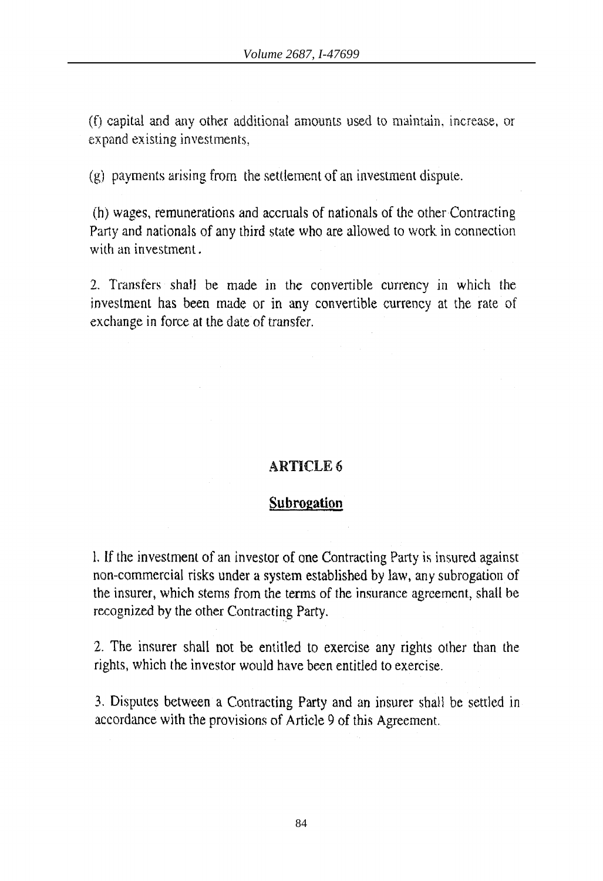(f) capital and any other additional amounts used to maintain, increase, or expand existing investments,

(g) payments arising from the settlement of an investment dispute.

(h) wages, remunerations and accruals of nationals of the other Contracting Party and nationals of any third state who are allowed to work in connection with an investment.

2. Transfers shall be made in the convertible currency in which the investment has been made or in any convertible currency at the rate of exchange in force at the date of transfer.

## ARTICLE 6

### Subrogation

1. If the investment of an investor of one Contracting Party is insured against non-commercial risks under a system established by law, any subrogation of the insurer, which stems from the terms of the insurance agreement, shall be recognized by the other Contracting Party.

2. The insurer shall not be entitled to exercise any rights other than the rights, which the investor would have been entitled to exercise.

3. Disputes between a Contracting Party and an insurer shall be settled in accordance with the provisions of Article 9 of this Agreement.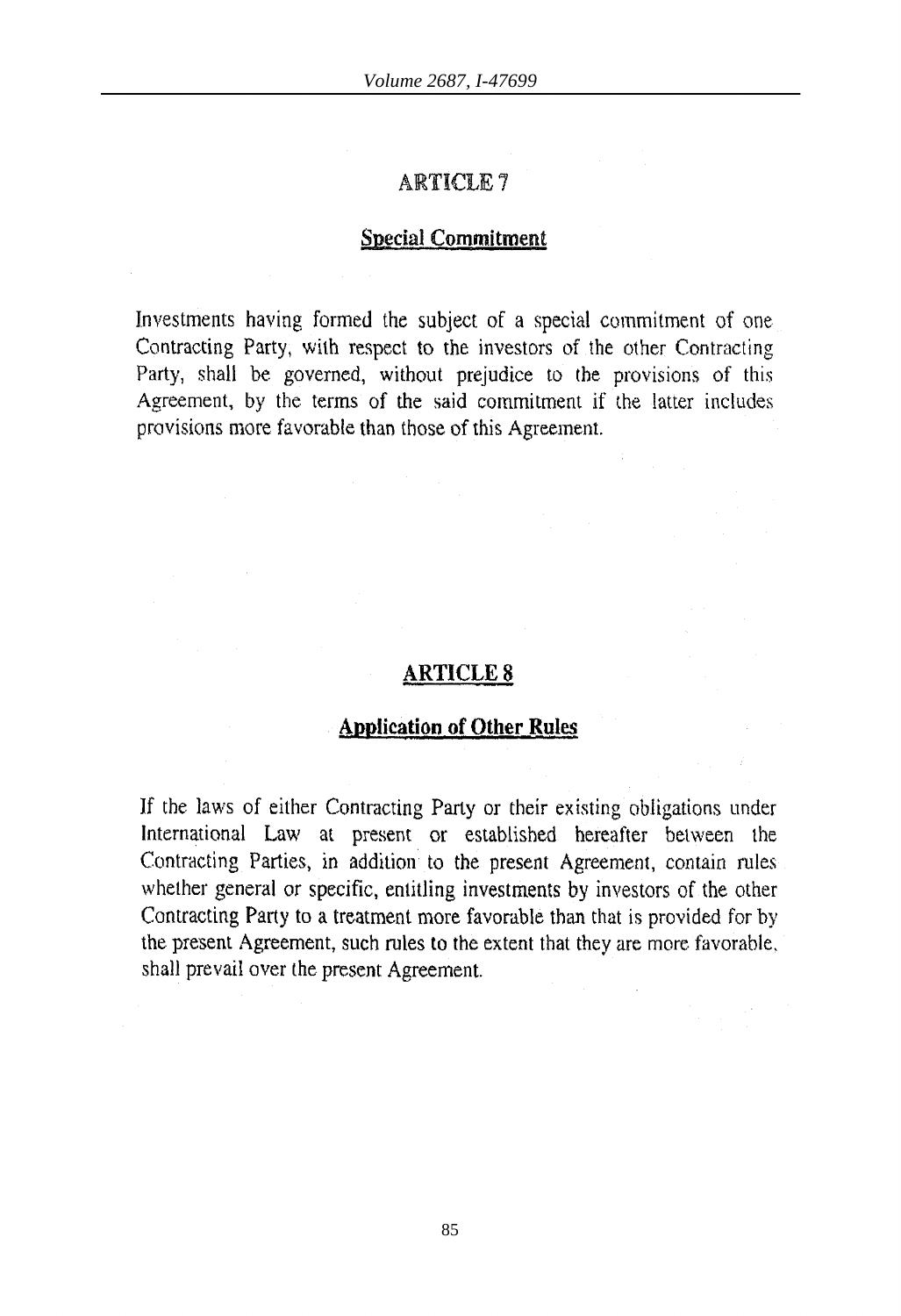## ARTICLE 7

### Special Commitment

Investments having formed the subject of a special commitment of one Contracting Party, with respect to the investors of the other Contracting Party, shall be governed, without prejudice to the provisions of this Agreement, by the terms of the said commitment if the latter includes provisions more favorable than those of this Agreement.

## ARTICLE 8

### Application of Other Rules

If the laws of either Contracting Party or their existing obligations under International Law at present or established hereafter between the Contracting Parties, in addition to the present Agreement, contain rules whether general or specific, entitling investments by investors of the other Contracting Party to a treatment more favorable than that is provided for by the present Agreement, such rules to the extent that they are more favorable, shall prevail over the present Agreement.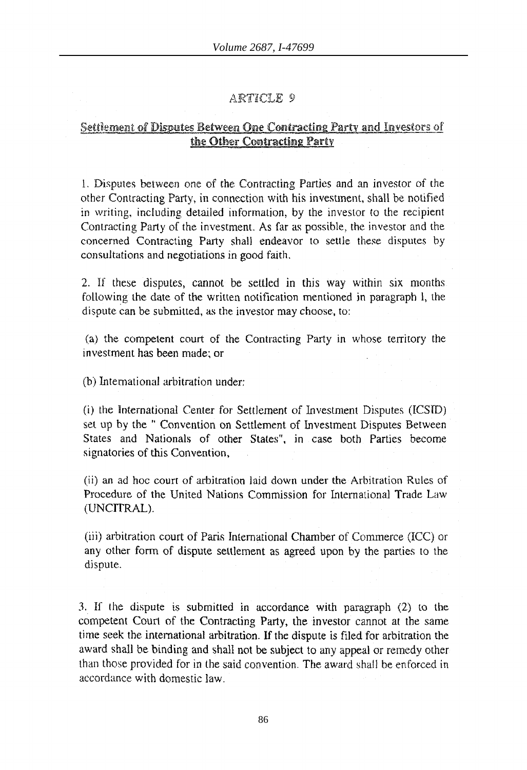## ARTICLE 9

### Settlement of Disputes Between One Contracting Party and Investors of the Other Contracting Party

1. Disputes between one of the Contracting Parties and an investor of the other Contracting Party, in connection with his investment, shall be notified in writing, including detailed information, by the investor to the recipient Contracting Party of the investment. As far as possible, the investor and the concerned Contracting Party shall endeavor to settle these disputes by consultations and negotiations in good faith.

2. If these disputes, cannot be settled in this way within six months following the date of the written notification mentioned in paragraph 1, the dispute can be submitted, as the investor may choose, to:

(a) the competent court of the Contracting Party in whose territory the investment has been made; or

(b) International arbitration under:

(i) the International Center for Settlement of Investment Disputes (ICSID) set up by the " Convention on Settlement of Investment Disputes Between States and Nationals of other States", in case both Parties become signatories of this Convention,

(ii) an ad hoc court of arbitration laid down under the Arbitration Rules of Procedure of the United Nations Commission for International Trade Law (UNCITRAL).

(iii) arbitration court of Paris International Chamber of Commerce (ICC) or any other form of dispute settlement as agreed upon by the parties to the dispute.

3. If the dispute is submitted in accordance with paragraph (2) to the competent Court of the Contracting Party, the investor cannot at the same time seek the international arbitration. If the dispute is filed for arbitration the award shall be binding and shall not be subject to any appeal or remedy other than those provided for in the said convention. The award shall be enforced in accordance with domestic law.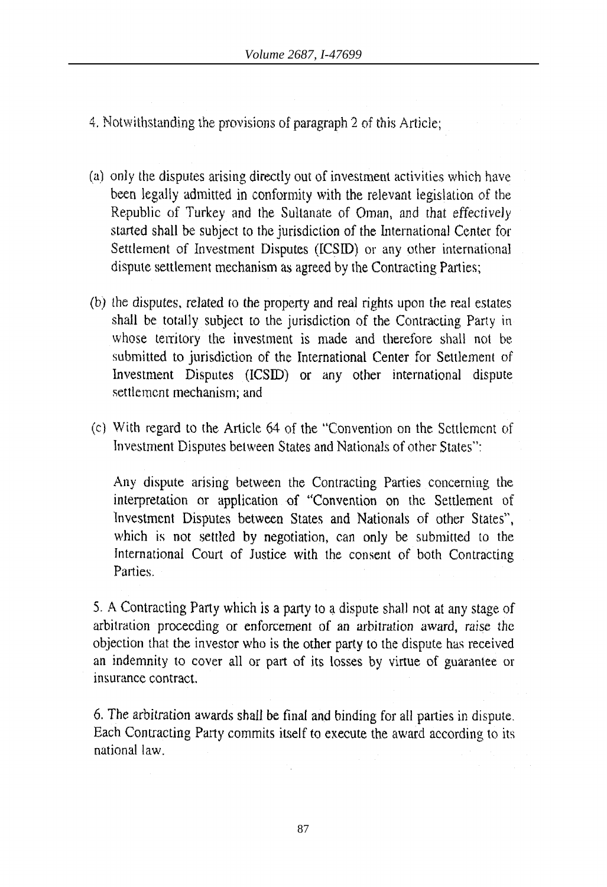4. Notwithstanding the provisions of paragraph 2 of this Article;

(a) only the disputes arising directly out of investment activities which have been legally admitted in conformity with the relevant legislation of the Republic of Turkey and the Sultanate of Oman, and that effectively started shall be subject to the jurisdiction of the International Center for Settlement of Investment Disputes (ICSID) or any other international dispute settlement mechanism as agreed by the Contracting Parties;

(b) the disputes, related to the property and real rights upon the real estates shall be totally subject to the jurisdiction of the Contracting Party in whose territory the investment is made and therefore shall not be submitted to jurisdiction of the International Center for Settlement of Investment Disputes (ICSID) or any other international dispute settlement mechanism; and

(c) With regard to the Article 64 of the "Convention on the Settlement of Investment Disputes between States and Nationals of other States":

Any dispute arising between the Contracting Parties concerning the interpretation or application of "Convention on the Settlement of Investment Disputes between States and Nationals of other States", which is not settled by negotiation, can only be submitted to the International Court of Justice with the consent of both Contracting Parties.

5. A Contracting Party which is a party to a dispute shall not at any stage of arbitration proceeding or enforcement of an arbitration award, raise the objection that the investor who is the other party to the dispute has received an indemnity to cover all or part of its losses by virtue of guarantee or insurance contract.

6. The arbitration awards shall be final and binding for all parties in dispute. Each Contracting Party commits itself to execute the award according to its national law.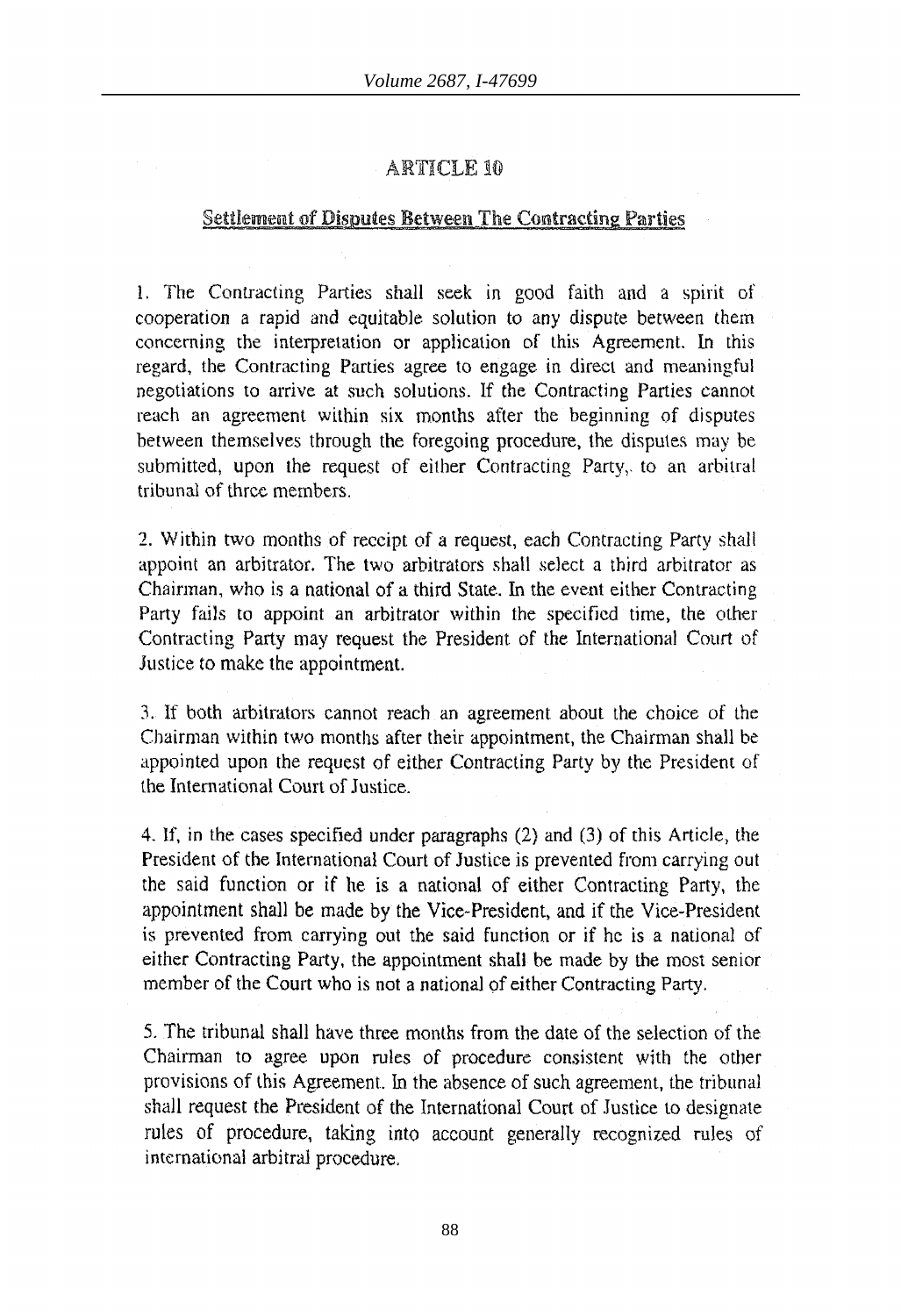## ARTICLE 10

### Settlement of Disputes Between The Contracting Parties

1. The Contracting Parties shall seek in good faith and a spirit of cooperation a rapid and equitable solution to any dispute between them concerning the interpretation or application of this Agreement. In this regard, the Contracting Parties agree to engage in direct and meaningful negotiations to arrive at such solutions. If the Contracting Parties cannot reach an agreement within six months after the beginning of disputes between themselves through the foregoing procedure, the disputes may be submitted, upon the request of either Contracting Party,. to an arbitral tribunal of three members.

2. Within two months of receipt of a request, each Contracting Party shall appoint an arbitrator. The two arbitrators shall select a third arbitrator as Chairman, who is a national of a third State. In the event either Contracting Party fails to appoint an arbitrator within the specified time, the other Contracting Party may request the President of the International Court of Justice to make the appointment.

3. If both arbitrators cannot reach an agreement about the choice of the Chairman within two months after their appointment, the Chairman shall be appointed upon the request of either Contracting Party by the President of the International Court of Justice.

4. If, in the cases specified under paragraphs (2) and (3) of this Article, the President of the International Court of Justice is prevented from carrying out the said function or if he is a national of either Contracting Party, the appointment shall be made by the Vice-President, and if the Vice-President is prevented from carrying out the said function or if he is a national of either Contracting Party, the appointment shall be made by the most senior member of the Court who is not a national of either Contracting Party.

5. The tribunal shall have three months from the date of the selection of the Chairman to agree upon rules of procedure consistent with the other provisions of this Agreement. In the absence of such agreement, the tribunal shall request the President of the International Court of Justice to designate rules of procedure, taking into account generally recognized rules of international arbitral procedure.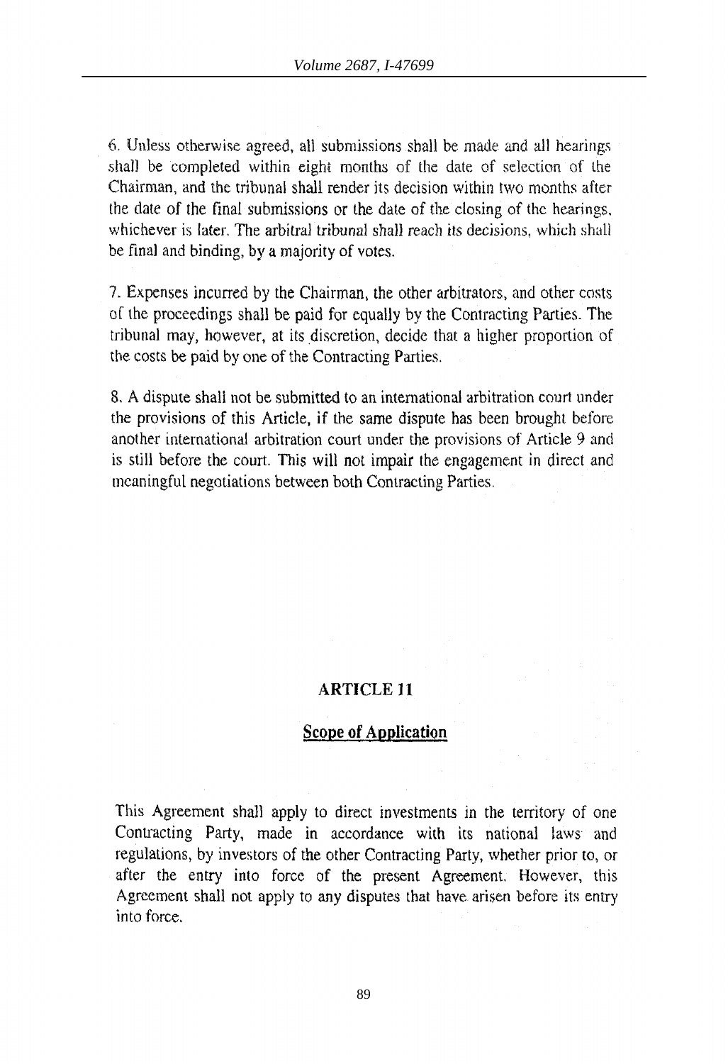6. Unless otherwise agreed, all submissions shall be made and all hearings shall be completed within eight months of the date of selection of the Chairman, and the tribunal shall render its decision within two months after the date of the final submissions or the date of the closing of the hearings, whichever is later. The arbitral tribunal shall reach its decisions, which shall be final and binding, by a majority of votes.

7. Expenses incurred by the Chairman, the other arbitrators, and other costs of the proceedings shall be paid for equally by the Contracting Parties. The tribunal may, however, at its discretion, decide that a higher proportion of the costs be paid by one of the Contracting Parties.

8. A dispute shall not be submitted to an international arbitration court under the provisions of this Article, if the same dispute has been brought before another international arbitration court under the provisions of Article 9 and is still before the court. This will not impair the engagement in direct and meaningful negotiations between both Contracting Parties.

## ARTICLE 11

### Scope of Application

This Agreement shall apply to direct investments in the territory of one Contracting Party, made in accordance with its national laws and regulations, by investors of the other Contracting Party, whether prior to, or after the entry into force of the present Agreement. However, this Agreement shall not apply to any disputes that have arisen before its entry into force.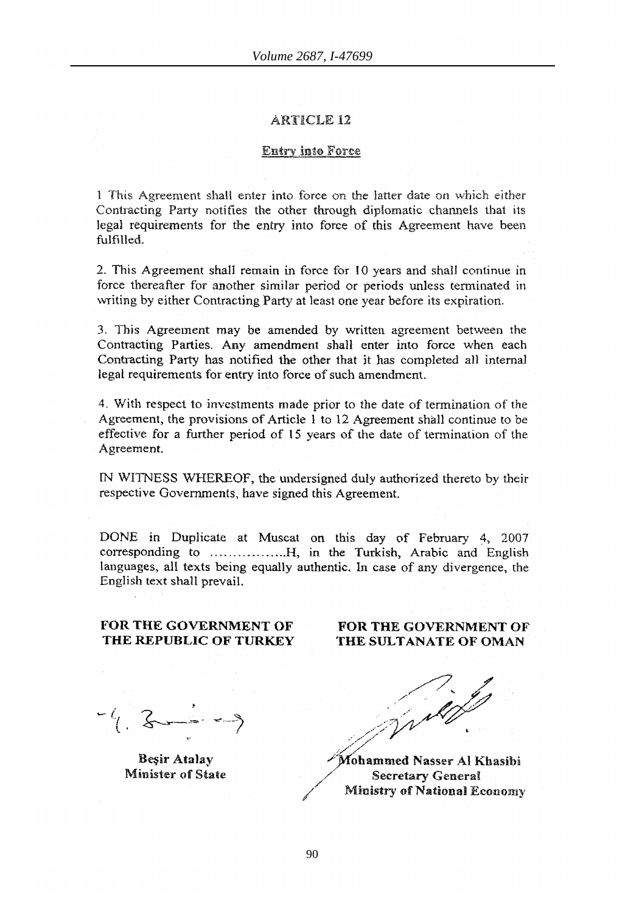## ARTICLE 12

### Entry into Force

1 This Agreement shall enter into force on the latter date on which either Contracting Party notifies the other through diplomatic channels that its legal requirements for the entry into force of this Agreement have been fulfilled.

2. This Agreement shall remain in force for 10 years and shall continue in force thereafter for another similar period or periods unless terminated in writing by either Contracting Party at least one year before its expiration.

3. This Agreement may be amended by written agreement between the Contracting Parties. Any amendment shall enter into force when each Contracting Party has notified the other that it has completed all internal legal requirements for entry into force of such amendment.

4. With respect to investments made prior to the date of termination of the Agreement, the provisions of Article 1 to 12 Agreement shall continue to be effective for a further period of 15 years of the date of termination of the Agreement.

IN WITNESS WHEREOF, the undersigned duly authorized thereto by their respective Governments, have signed this Agreement.

DONE in Duplicate at Muscat on this day of February 4, 2007 corresponding to ................H, in the Turkish, Arabic and English languages, all texts being equally authentic. In case of any divergence, the English text shall prevail.

**FOR THE GOVERNMENT OF THE REPUBLIC OF TURKEY**

Beşir Atalay
Minister of State

**FOR THE GOVERNMENT OF THE SULTANATE OF OMAN**

Mohammed Nasser Al Khasibi
Secretary General
Ministry of National Economy